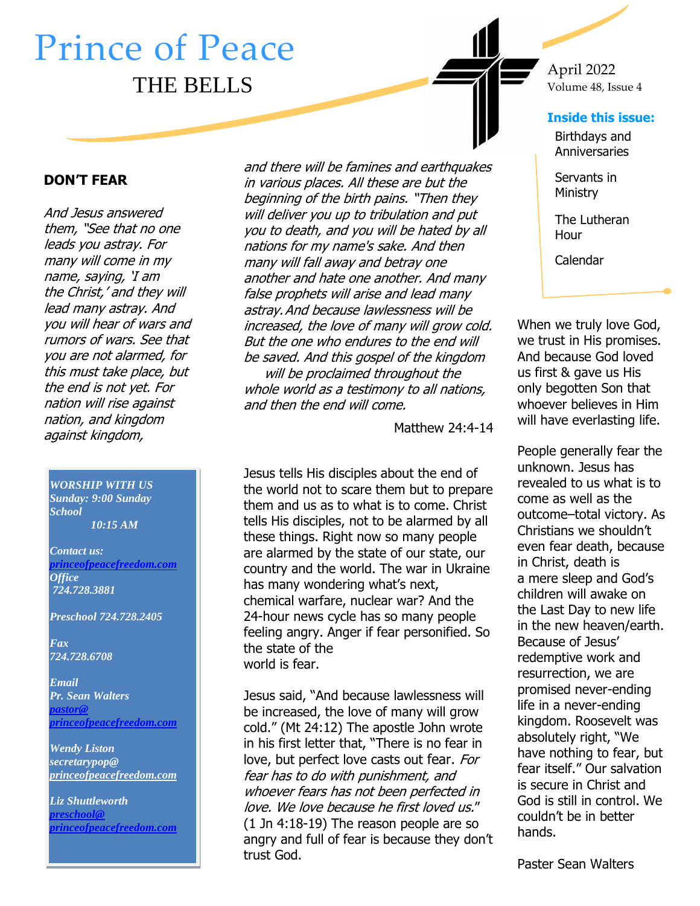# Prince of Peace

## THE BELLS

April 2022
Volume 48, Issue 4

**Inside this issue:**

- Birthdays and Anniversaries
- Servants in Ministry
- The Lutheran Hour
- Calendar

### DON'T FEAR

*And Jesus answered them, "See that no one leads you astray. For many will come in my name, saying, 'I am the Christ,' and they will lead many astray. And you will hear of wars and rumors of wars. See that you are not alarmed, for this must take place, but the end is not yet. For nation will rise against nation, and kingdom against kingdom, and there will be famines and earthquakes in various places. All these are but the beginning of the birth pains. "Then they will deliver you up to tribulation and put you to death, and you will be hated by all nations for my name's sake. And then many will fall away and betray one another and hate one another. And many false prophets will arise and lead many astray. And because lawlessness will be increased, the love of many will grow cold. But the one who endures to the end will be saved. And this gospel of the kingdom will be proclaimed throughout the whole world as a testimony to all nations, and then the end will come.*

Matthew 24:4-14

Jesus tells His disciples about the end of the world not to scare them but to prepare them and us as to what is to come. Christ tells His disciples, not to be alarmed by all these things. Right now so many people are alarmed by the state of our state, our country and the world. The war in Ukraine has many wondering what's next, chemical warfare, nuclear war? And the 24-hour news cycle has so many people feeling angry. Anger if fear personified. So the state of the world is fear.

Jesus said, "And because lawlessness will be increased, the love of many will grow cold." (Mt 24:12) The apostle John wrote in his first letter that, "There is no fear in love, but perfect love casts out fear. *For fear has to do with punishment, and whoever fears has not been perfected in love. We love because he first loved us.*" (1 Jn 4:18-19) The reason people are so angry and full of fear is because they don't trust God.

When we truly love God, we trust in His promises. And because God loved us first & gave us His only begotten Son that whoever believes in Him will have everlasting life.

People generally fear the unknown. Jesus has revealed to us what is to come as well as the outcome–total victory. As Christians we shouldn't even fear death, because in Christ, death is a mere sleep and God's children will awake on the Last Day to new life in the new heaven/earth. Because of Jesus' redemptive work and resurrection, we are promised never-ending life in a never-ending kingdom. Roosevelt was absolutely right, "We have nothing to fear, but fear itself." Our salvation is secure in Christ and God is still in control. We couldn't be in better hands.

Paster Sean Walters

***WORSHIP WITH US***
***Sunday: 9:00 Sunday School***
***10:15 AM***

***Contact us:***
***princeofpeacefreedom.com***
***Office***
***724.728.3881***

***Preschool 724.728.2405***

***Fax***
***724.728.6708***

***Email***
***Pr. Sean Walters***
***pastor@princeofpeacefreedom.com***

***Wendy Liston***
***secretarypop@princeofpeacefreedom.com***

***Liz Shuttleworth***
***preschool@princeofpeacefreedom.com***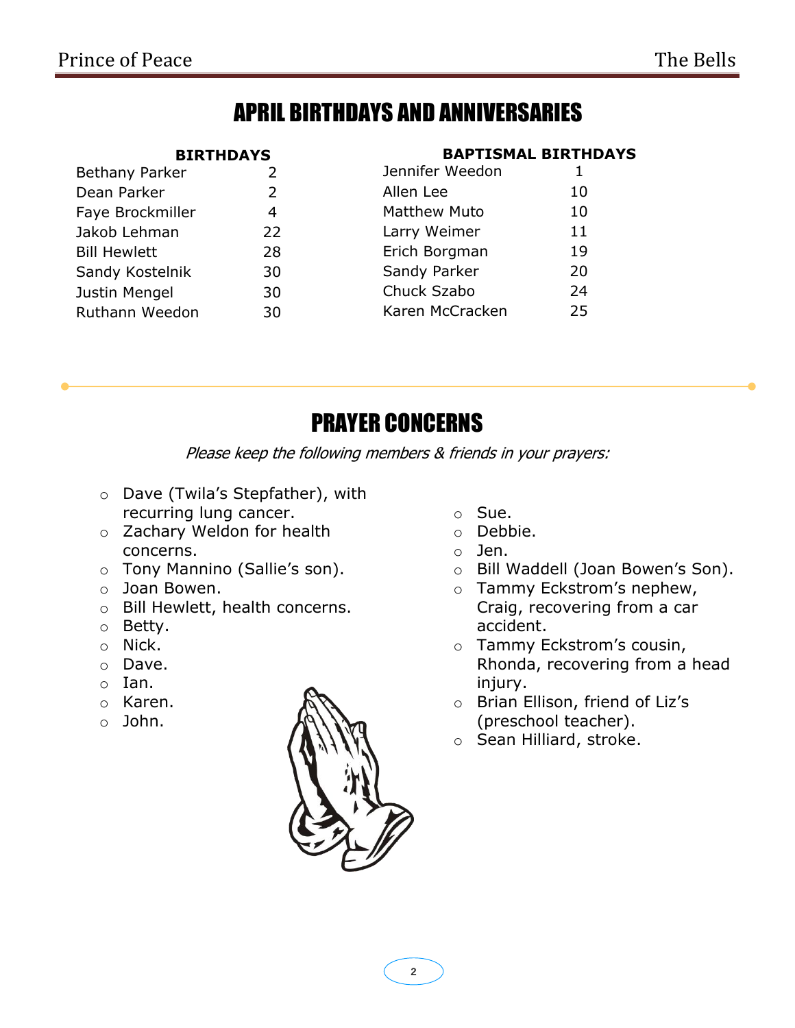# APRIL BIRTHDAYS AND ANNIVERSARIES

| BIRTHDAYS | |
|---|---|
| Bethany Parker | 2 |
| Dean Parker | 2 |
| Faye Brockmiller | 4 |
| Jakob Lehman | 22 |
| Bill Hewlett | 28 |
| Sandy Kostelnik | 30 |
| Justin Mengel | 30 |
| Ruthann Weedon | 30 |

| BAPTISMAL BIRTHDAYS | |
|---|---|
| Jennifer Weedon | 1 |
| Allen Lee | 10 |
| Matthew Muto | 10 |
| Larry Weimer | 11 |
| Erich Borgman | 19 |
| Sandy Parker | 20 |
| Chuck Szabo | 24 |
| Karen McCracken | 25 |

# PRAYER CONCERNS

*Please keep the following members & friends in your prayers:*

- Dave (Twila's Stepfather), with recurring lung cancer.
- Zachary Weldon for health concerns.
- Tony Mannino (Sallie's son).
- Joan Bowen.
- Bill Hewlett, health concerns.
- Betty.
- Nick.
- Dave.
- Ian.
- Karen.
- John.
- Sue.
- Debbie.
- Jen.
- Bill Waddell (Joan Bowen's Son).
- Tammy Eckstrom's nephew, Craig, recovering from a car accident.
- Tammy Eckstrom's cousin, Rhonda, recovering from a head injury.
- Brian Ellison, friend of Liz's (preschool teacher).
- Sean Hilliard, stroke.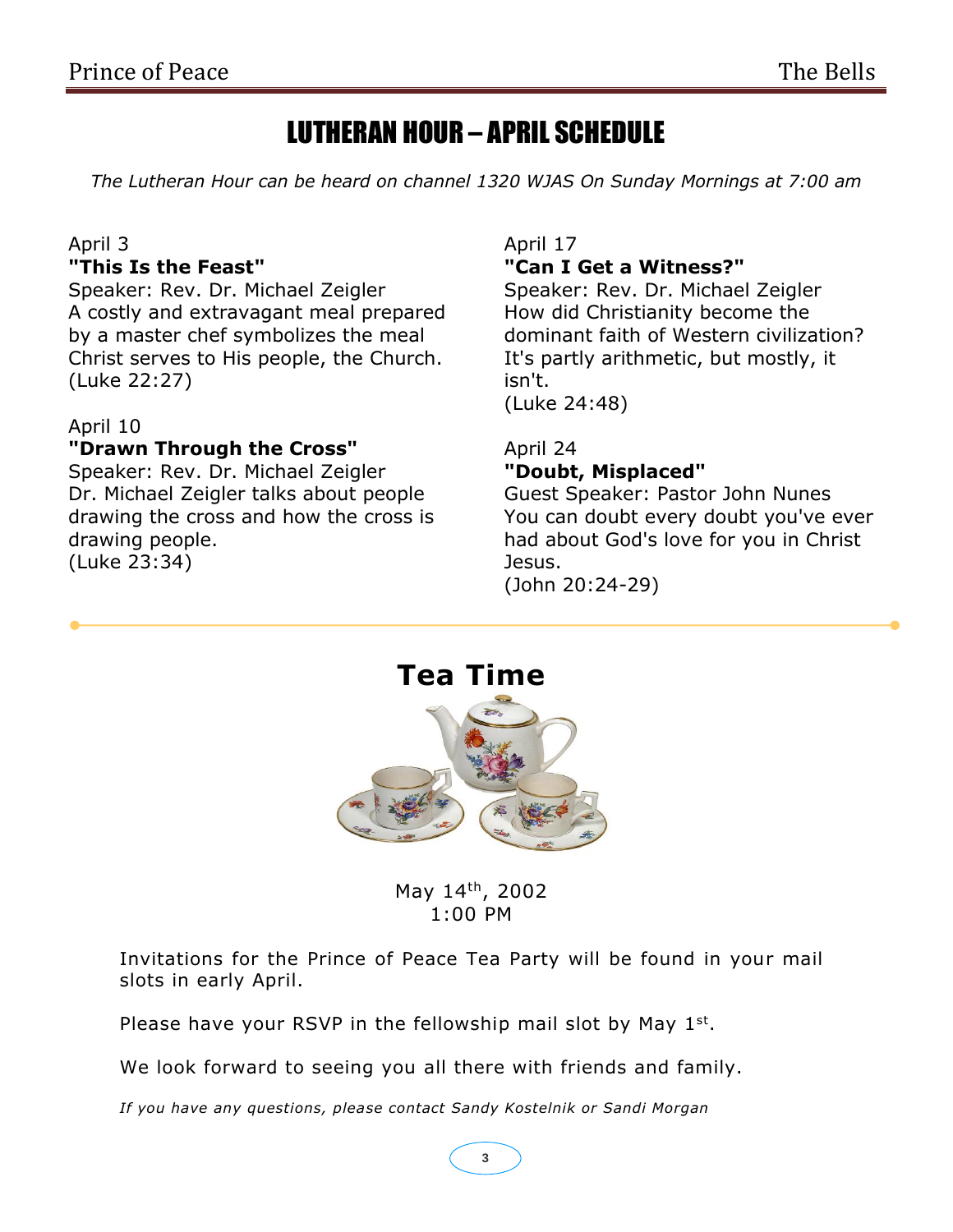# LUTHERAN HOUR – APRIL SCHEDULE

*The Lutheran Hour can be heard on channel 1320 WJAS On Sunday Mornings at 7:00 am*

April 3
**"This Is the Feast"**
Speaker: Rev. Dr. Michael Zeigler
A costly and extravagant meal prepared by a master chef symbolizes the meal Christ serves to His people, the Church. (Luke 22:27)

April 10
**"Drawn Through the Cross"**
Speaker: Rev. Dr. Michael Zeigler
Dr. Michael Zeigler talks about people drawing the cross and how the cross is drawing people.
(Luke 23:34)

April 17
**"Can I Get a Witness?"**
Speaker: Rev. Dr. Michael Zeigler
How did Christianity become the dominant faith of Western civilization? It's partly arithmetic, but mostly, it isn't.
(Luke 24:48)

April 24
**"Doubt, Misplaced"**
Guest Speaker: Pastor John Nunes
You can doubt every doubt you've ever had about God's love for you in Christ Jesus.
(John 20:24-29)

## Tea Time

May 14th, 2002
1:00 PM

Invitations for the Prince of Peace Tea Party will be found in your mail slots in early April.

Please have your RSVP in the fellowship mail slot by May 1st.

We look forward to seeing you all there with friends and family.

*If you have any questions, please contact Sandy Kostelnik or Sandi Morgan*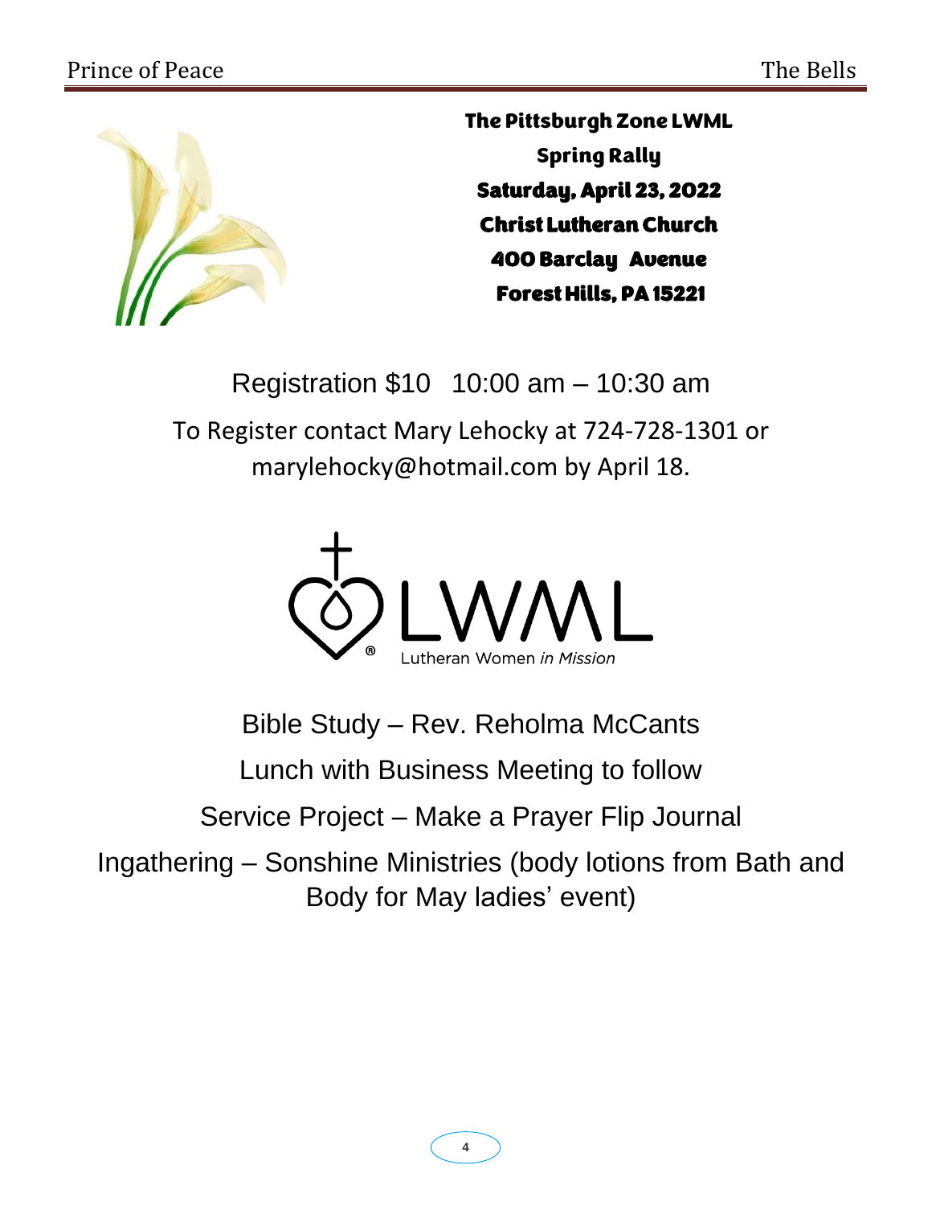**The Pittsburgh Zone LWML**

**Spring Rally**

**Saturday, April 23, 2022**

**Christ Lutheran Church**

**400 Barclay Avenue**

**Forest Hills, PA 15221**

Registration $10 10:00 am – 10:30 am

To Register contact Mary Lehocky at 724-728-1301 or marylehocky@hotmail.com by April 18.

LWML

Lutheran Women *in Mission*

Bible Study – Rev. Reholma McCants

Lunch with Business Meeting to follow

Service Project – Make a Prayer Flip Journal

Ingathering – Sonshine Ministries (body lotions from Bath and Body for May ladies' event)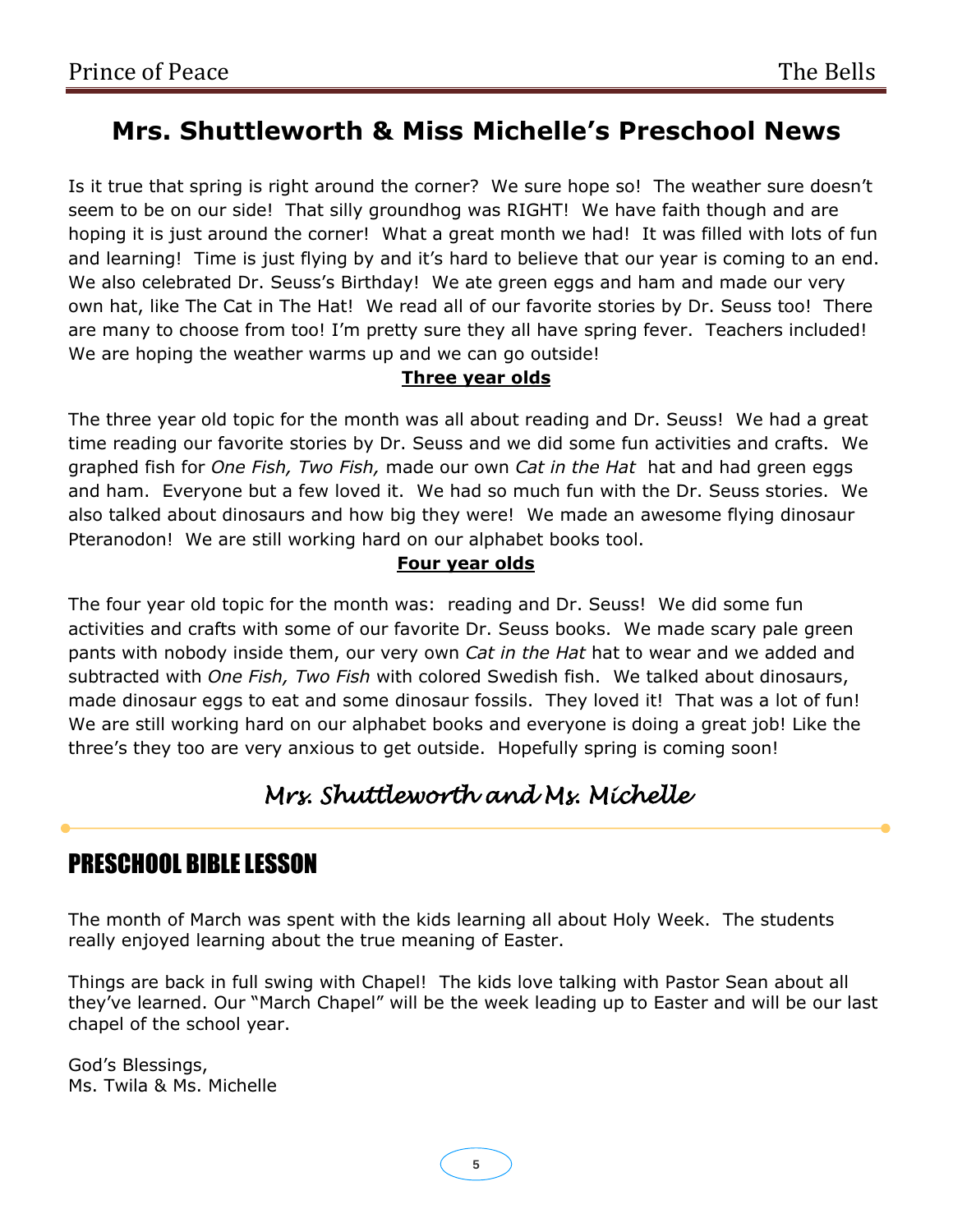# Mrs. Shuttleworth & Miss Michelle's Preschool News

Is it true that spring is right around the corner? We sure hope so! The weather sure doesn't seem to be on our side! That silly groundhog was RIGHT! We have faith though and are hoping it is just around the corner! What a great month we had! It was filled with lots of fun and learning! Time is just flying by and it's hard to believe that our year is coming to an end. We also celebrated Dr. Seuss's Birthday! We ate green eggs and ham and made our very own hat, like The Cat in The Hat! We read all of our favorite stories by Dr. Seuss too! There are many to choose from too! I'm pretty sure they all have spring fever. Teachers included! We are hoping the weather warms up and we can go outside!

**Three year olds**

The three year old topic for the month was all about reading and Dr. Seuss! We had a great time reading our favorite stories by Dr. Seuss and we did some fun activities and crafts. We graphed fish for *One Fish, Two Fish,* made our own *Cat in the Hat* hat and had green eggs and ham. Everyone but a few loved it. We had so much fun with the Dr. Seuss stories. We also talked about dinosaurs and how big they were! We made an awesome flying dinosaur Pteranodon! We are still working hard on our alphabet books tool.

**Four year olds**

The four year old topic for the month was: reading and Dr. Seuss! We did some fun activities and crafts with some of our favorite Dr. Seuss books. We made scary pale green pants with nobody inside them, our very own *Cat in the Hat* hat to wear and we added and subtracted with *One Fish, Two Fish* with colored Swedish fish. We talked about dinosaurs, made dinosaur eggs to eat and some dinosaur fossils. They loved it! That was a lot of fun! We are still working hard on our alphabet books and everyone is doing a great job! Like the three's they too are very anxious to get outside. Hopefully spring is coming soon!

*Mrs. Shuttleworth and Ms. Michelle*

## PRESCHOOL BIBLE LESSON

The month of March was spent with the kids learning all about Holy Week. The students really enjoyed learning about the true meaning of Easter.

Things are back in full swing with Chapel! The kids love talking with Pastor Sean about all they've learned. Our "March Chapel" will be the week leading up to Easter and will be our last chapel of the school year.

God's Blessings,
Ms. Twila & Ms. Michelle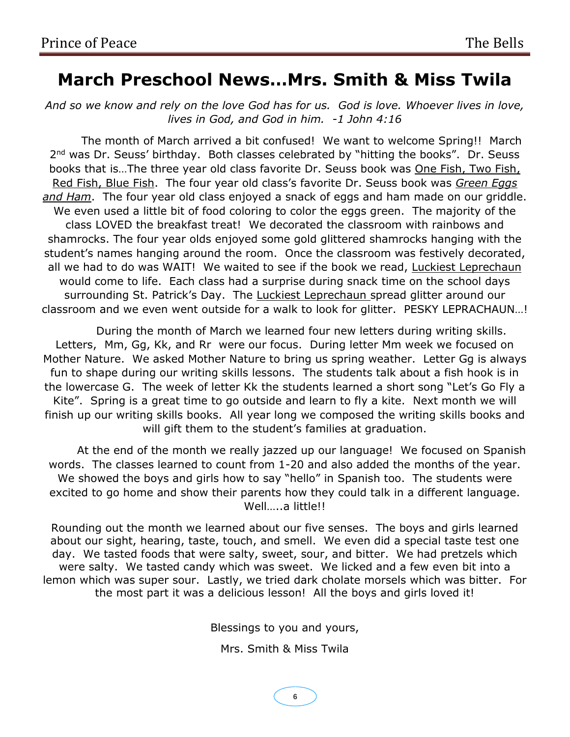# March Preschool News…Mrs. Smith & Miss Twila

*And so we know and rely on the love God has for us.  God is love. Whoever lives in love, lives in God, and God in him.  -1 John 4:16*

The month of March arrived a bit confused!  We want to welcome Spring!!  March 2nd was Dr. Seuss' birthday.  Both classes celebrated by "hitting the books".  Dr. Seuss books that is…The three year old class favorite Dr. Seuss book was <u>One Fish, Two Fish, Red Fish, Blue Fish</u>.  The four year old class's favorite Dr. Seuss book was <u>*Green Eggs and Ham*</u>.  The four year old class enjoyed a snack of eggs and ham made on our griddle.  We even used a little bit of food coloring to color the eggs green.  The majority of the class LOVED the breakfast treat!  We decorated the classroom with rainbows and shamrocks. The four year olds enjoyed some gold glittered shamrocks hanging with the student's names hanging around the room.  Once the classroom was festively decorated, all we had to do was WAIT!  We waited to see if the book we read, <u>Luckiest Leprechaun</u> would come to life.  Each class had a surprise during snack time on the school days surrounding St. Patrick's Day.  The <u>Luckiest Leprechaun</u> spread glitter around our classroom and we even went outside for a walk to look for glitter.  PESKY LEPRACHAUN…!

During the month of March we learned four new letters during writing skills.  Letters,  Mm, Gg, Kk, and Rr  were our focus.  During letter Mm week we focused on Mother Nature.  We asked Mother Nature to bring us spring weather.  Letter Gg is always fun to shape during our writing skills lessons.  The students talk about a fish hook is in the lowercase G.  The week of letter Kk the students learned a short song "Let's Go Fly a Kite".  Spring is a great time to go outside and learn to fly a kite.  Next month we will finish up our writing skills books.  All year long we composed the writing skills books and will gift them to the student's families at graduation.

At the end of the month we really jazzed up our language!  We focused on Spanish words.  The classes learned to count from 1-20 and also added the months of the year.  We showed the boys and girls how to say "hello" in Spanish too.  The students were excited to go home and show their parents how they could talk in a different language.  Well…..a little!!

Rounding out the month we learned about our five senses.  The boys and girls learned about our sight, hearing, taste, touch, and smell.  We even did a special taste test one day.  We tasted foods that were salty, sweet, sour, and bitter.  We had pretzels which were salty.  We tasted candy which was sweet.  We licked and a few even bit into a lemon which was super sour.  Lastly, we tried dark cholate morsels which was bitter.  For the most part it was a delicious lesson!  All the boys and girls loved it!

Blessings to you and yours,

Mrs. Smith & Miss Twila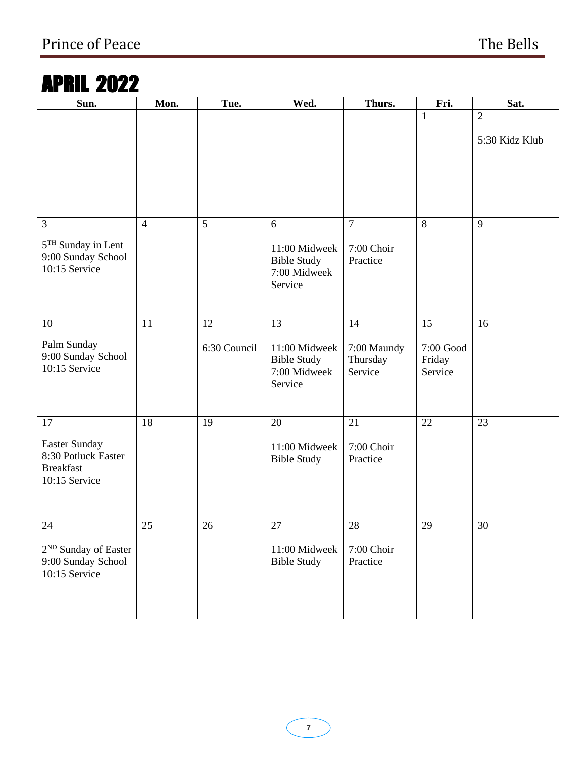# APRIL 2022

| Sun. | Mon. | Tue. | Wed. | Thurs. | Fri. | Sat. |
|---|---|---|---|---|---|---|
| | | | | | 1 | 2<br><br>5:30 Kidz Klub |
| 3<br><br>5TH Sunday in Lent<br>9:00 Sunday School<br>10:15 Service | 4 | 5 | 6<br><br>11:00 Midweek Bible Study<br>7:00 Midweek Service | 7<br><br>7:00 Choir Practice | 8 | 9 |
| 10<br><br>Palm Sunday<br>9:00 Sunday School<br>10:15 Service | 11 | 12<br><br>6:30 Council | 13<br><br>11:00 Midweek Bible Study<br>7:00 Midweek Service | 14<br><br>7:00 Maundy Thursday Service | 15<br><br>7:00 Good Friday Service | 16 |
| 17<br><br>Easter Sunday<br>8:30 Potluck Easter Breakfast<br>10:15 Service | 18 | 19 | 20<br><br>11:00 Midweek Bible Study | 21<br><br>7:00 Choir Practice | 22 | 23 |
| 24<br><br>2ND Sunday of Easter<br>9:00 Sunday School<br>10:15 Service | 25 | 26 | 27<br><br>11:00 Midweek Bible Study | 28<br><br>7:00 Choir Practice | 29 | 30 |